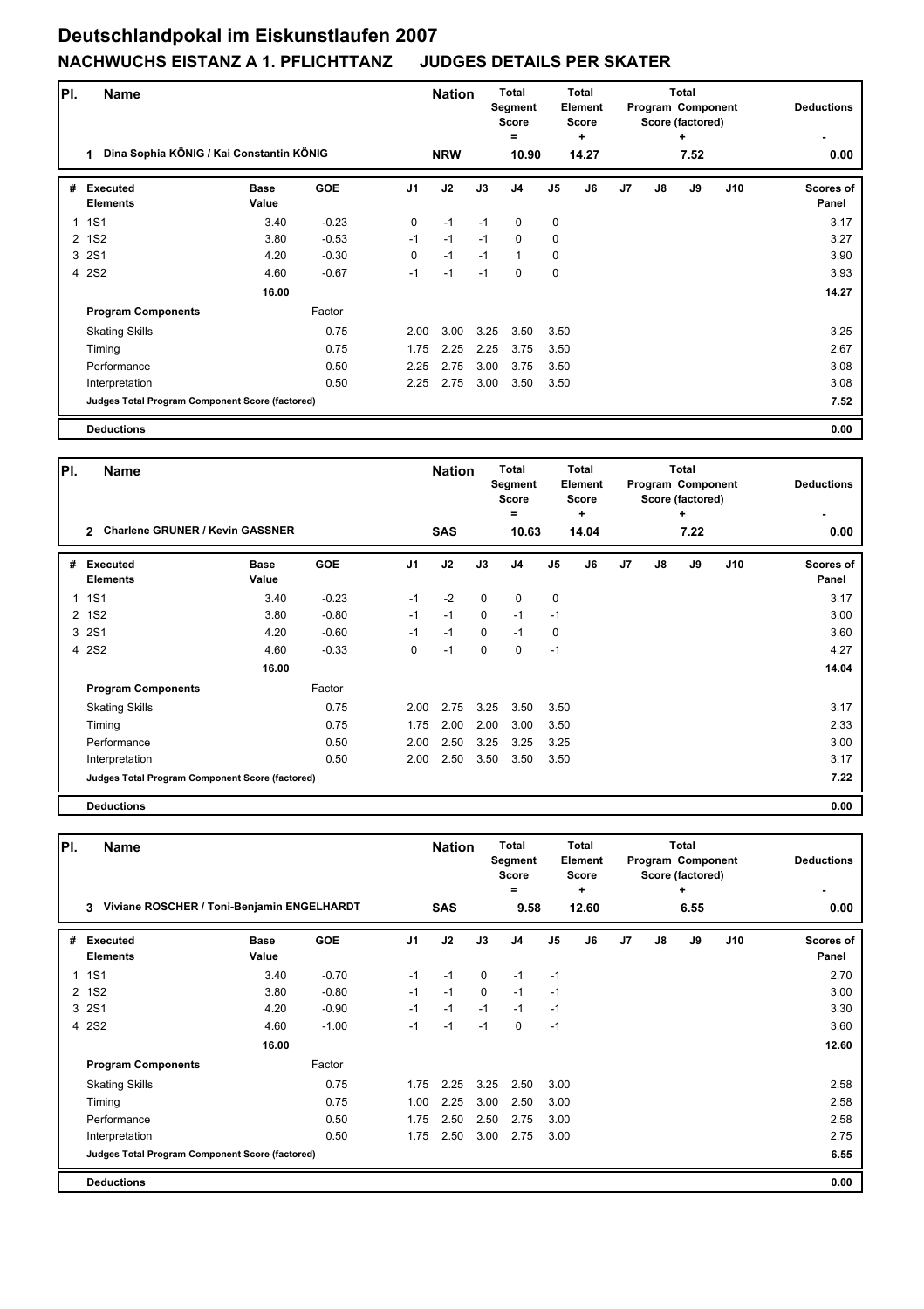# Deutschlandpokal im Eiskunstlaufen 2007

## NACHWUCHS EISTANZ A 1. PFLICHTTANZ JUDGES DETAILS PER SKATER

| Pl. | Name | | Nation | Total Segment Score = | Total Element Score + | Total Program Component Score (factored) + | Deductions - |
|---|---|---|---|---|---|---|---|
| 1 | Dina Sophia KÖNIG / Kai Constantin KÖNIG | | NRW | 10.90 | 14.27 | 7.52 | 0.00 |

| # | Executed Elements | Base Value | GOE | J1 | J2 | J3 | J4 | J5 | J6 | J7 | J8 | J9 | J10 | Scores of Panel |
|---|---|---|---|---|---|---|---|---|---|---|---|---|---|---|
| 1 | 1S1 | 3.40 | -0.23 | 0 | -1 | -1 | 0 | 0 | | | | | | 3.17 |
| 2 | 1S2 | 3.80 | -0.53 | -1 | -1 | -1 | 0 | 0 | | | | | | 3.27 |
| 3 | 2S1 | 4.20 | -0.30 | 0 | -1 | -1 | 1 | 0 | | | | | | 3.90 |
| 4 | 2S2 | 4.60 | -0.67 | -1 | -1 | -1 | 0 | 0 | | | | | | 3.93 |
| | | 16.00 | | | | | | | | | | | | 14.27 |
| | **Program Components** | | Factor | | | | | | | | | | | |
| | Skating Skills | | 0.75 | 2.00 | 3.00 | 3.25 | 3.50 | 3.50 | | | | | | 3.25 |
| | Timing | | 0.75 | 1.75 | 2.25 | 2.25 | 3.75 | 3.50 | | | | | | 2.67 |
| | Performance | | 0.50 | 2.25 | 2.75 | 3.00 | 3.75 | 3.50 | | | | | | 3.08 |
| | Interpretation | | 0.50 | 2.25 | 2.75 | 3.00 | 3.50 | 3.50 | | | | | | 3.08 |
| | **Judges Total Program Component Score (factored)** | | | | | | | | | | | | | 7.52 |
| | **Deductions** | | | | | | | | | | | | | 0.00 |

| Pl. | Name | | Nation | Total Segment Score = | Total Element Score + | Total Program Component Score (factored) + | Deductions - |
|---|---|---|---|---|---|---|---|
| 2 | Charlene GRUNER / Kevin GASSNER | | SAS | 10.63 | 14.04 | 7.22 | 0.00 |

| # | Executed Elements | Base Value | GOE | J1 | J2 | J3 | J4 | J5 | J6 | J7 | J8 | J9 | J10 | Scores of Panel |
|---|---|---|---|---|---|---|---|---|---|---|---|---|---|---|
| 1 | 1S1 | 3.40 | -0.23 | -1 | -2 | 0 | 0 | 0 | | | | | | 3.17 |
| 2 | 1S2 | 3.80 | -0.80 | -1 | -1 | 0 | -1 | -1 | | | | | | 3.00 |
| 3 | 2S1 | 4.20 | -0.60 | -1 | -1 | 0 | -1 | 0 | | | | | | 3.60 |
| 4 | 2S2 | 4.60 | -0.33 | 0 | -1 | 0 | 0 | -1 | | | | | | 4.27 |
| | | 16.00 | | | | | | | | | | | | 14.04 |
| | **Program Components** | | Factor | | | | | | | | | | | |
| | Skating Skills | | 0.75 | 2.00 | 2.75 | 3.25 | 3.50 | 3.50 | | | | | | 3.17 |
| | Timing | | 0.75 | 1.75 | 2.00 | 2.00 | 3.00 | 3.50 | | | | | | 2.33 |
| | Performance | | 0.50 | 2.00 | 2.50 | 3.25 | 3.25 | 3.25 | | | | | | 3.00 |
| | Interpretation | | 0.50 | 2.00 | 2.50 | 3.50 | 3.50 | 3.50 | | | | | | 3.17 |
| | **Judges Total Program Component Score (factored)** | | | | | | | | | | | | | 7.22 |
| | **Deductions** | | | | | | | | | | | | | 0.00 |

| Pl. | Name | | Nation | Total Segment Score = | Total Element Score + | Total Program Component Score (factored) + | Deductions - |
|---|---|---|---|---|---|---|---|
| 3 | Viviane ROSCHER / Toni-Benjamin ENGELHARDT | | SAS | 9.58 | 12.60 | 6.55 | 0.00 |

| # | Executed Elements | Base Value | GOE | J1 | J2 | J3 | J4 | J5 | J6 | J7 | J8 | J9 | J10 | Scores of Panel |
|---|---|---|---|---|---|---|---|---|---|---|---|---|---|---|
| 1 | 1S1 | 3.40 | -0.70 | -1 | -1 | 0 | -1 | -1 | | | | | | 2.70 |
| 2 | 1S2 | 3.80 | -0.80 | -1 | -1 | 0 | -1 | -1 | | | | | | 3.00 |
| 3 | 2S1 | 4.20 | -0.90 | -1 | -1 | -1 | -1 | -1 | | | | | | 3.30 |
| 4 | 2S2 | 4.60 | -1.00 | -1 | -1 | -1 | 0 | -1 | | | | | | 3.60 |
| | | 16.00 | | | | | | | | | | | | 12.60 |
| | **Program Components** | | Factor | | | | | | | | | | | |
| | Skating Skills | | 0.75 | 1.75 | 2.25 | 3.25 | 2.50 | 3.00 | | | | | | 2.58 |
| | Timing | | 0.75 | 1.00 | 2.25 | 3.00 | 2.50 | 3.00 | | | | | | 2.58 |
| | Performance | | 0.50 | 1.75 | 2.50 | 2.50 | 2.75 | 3.00 | | | | | | 2.58 |
| | Interpretation | | 0.50 | 1.75 | 2.50 | 3.00 | 2.75 | 3.00 | | | | | | 2.75 |
| | **Judges Total Program Component Score (factored)** | | | | | | | | | | | | | 6.55 |
| | **Deductions** | | | | | | | | | | | | | 0.00 |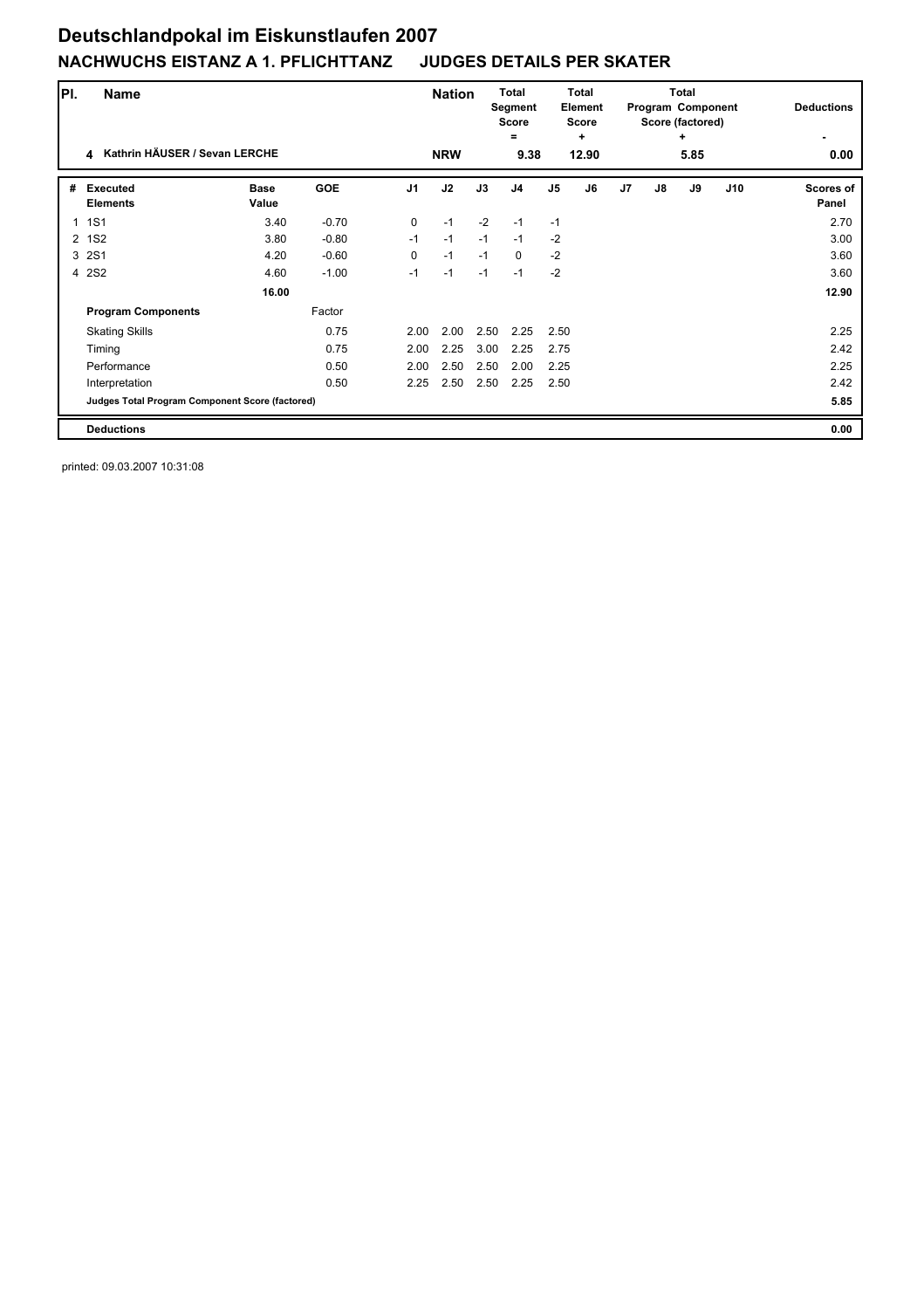# Deutschlandpokal im Eiskunstlaufen 2007

## NACHWUCHS EISTANZ A 1. PFLICHTTANZ JUDGES DETAILS PER SKATER

| Pl. | Name | Nation | Total Segment Score = | Total Element Score + | Total Program Component Score (factored) + | Deductions - |
|---|---|---|---|---|---|---|
| 4 | Kathrin HÄUSER / Sevan LERCHE | NRW | 9.38 | 12.90 | 5.85 | 0.00 |

| # | Executed Elements | Base Value | GOE | J1 | J2 | J3 | J4 | J5 | J6 | J7 | J8 | J9 | J10 | Scores of Panel |
|---|---|---|---|---|---|---|---|---|---|---|---|---|---|---|
| 1 | 1S1 | 3.40 | -0.70 | 0 | -1 | -2 | -1 | -1 | | | | | | 2.70 |
| 2 | 1S2 | 3.80 | -0.80 | -1 | -1 | -1 | -1 | -2 | | | | | | 3.00 |
| 3 | 2S1 | 4.20 | -0.60 | 0 | -1 | -1 | 0 | -2 | | | | | | 3.60 |
| 4 | 2S2 | 4.60 | -1.00 | -1 | -1 | -1 | -1 | -2 | | | | | | 3.60 |
| | | 16.00 | | | | | | | | | | | | 12.90 |
| | **Program Components** | | Factor | | | | | | | | | | | |
| | Skating Skills | | 0.75 | 2.00 | 2.00 | 2.50 | 2.25 | 2.50 | | | | | | 2.25 |
| | Timing | | 0.75 | 2.00 | 2.25 | 3.00 | 2.25 | 2.75 | | | | | | 2.42 |
| | Performance | | 0.50 | 2.00 | 2.50 | 2.50 | 2.00 | 2.25 | | | | | | 2.25 |
| | Interpretation | | 0.50 | 2.25 | 2.50 | 2.50 | 2.25 | 2.50 | | | | | | 2.42 |
| | **Judges Total Program Component Score (factored)** | | | | | | | | | | | | | 5.85 |
| | **Deductions** | | | | | | | | | | | | | 0.00 |

printed: 09.03.2007 10:31:08